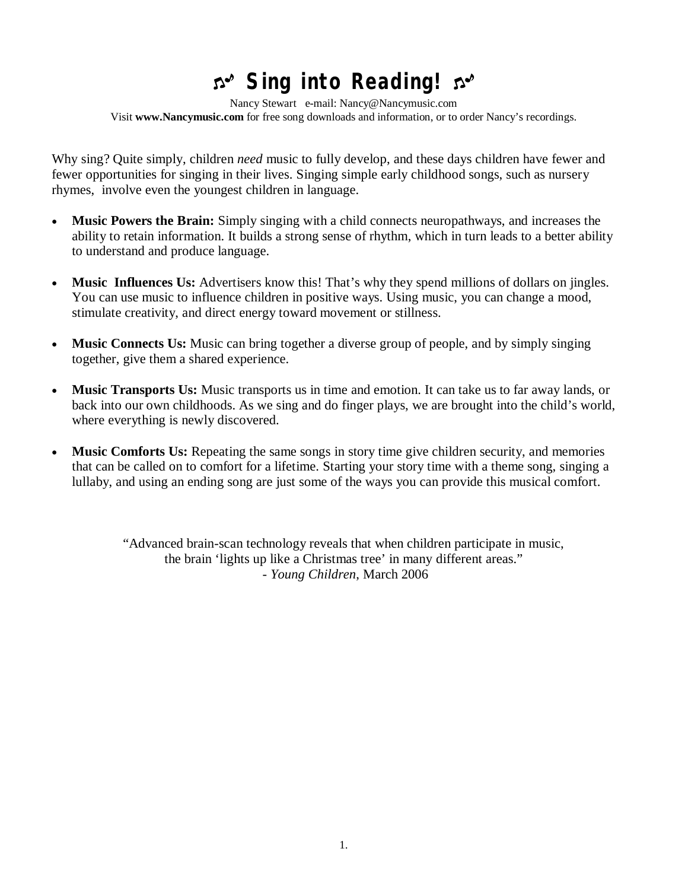# ♫ Sing into Reading! ♫

Nancy Stewart   e-mail: Nancy@Nancymusic.com

Visit **www.Nancymusic.com** for free song downloads and information, or to order Nancy's recordings.

Why sing? Quite simply, children *need* music to fully develop, and these days children have fewer and fewer opportunities for singing in their lives. Singing simple early childhood songs, such as nursery rhymes, involve even the youngest children in language.

- **Music Powers the Brain:** Simply singing with a child connects neuropathways, and increases the ability to retain information. It builds a strong sense of rhythm, which in turn leads to a better ability to understand and produce language.

- **Music Influences Us:** Advertisers know this! That's why they spend millions of dollars on jingles. You can use music to influence children in positive ways. Using music, you can change a mood, stimulate creativity, and direct energy toward movement or stillness.

- **Music Connects Us:** Music can bring together a diverse group of people, and by simply singing together, give them a shared experience.

- **Music Transports Us:** Music transports us in time and emotion. It can take us to far away lands, or back into our own childhoods. As we sing and do finger plays, we are brought into the child's world, where everything is newly discovered.

- **Music Comforts Us:** Repeating the same songs in story time give children security, and memories that can be called on to comfort for a lifetime. Starting your story time with a theme song, singing a lullaby, and using an ending song are just some of the ways you can provide this musical comfort.

"Advanced brain-scan technology reveals that when children participate in music, the brain 'lights up like a Christmas tree' in many different areas."

\- *Young Children*, March 2006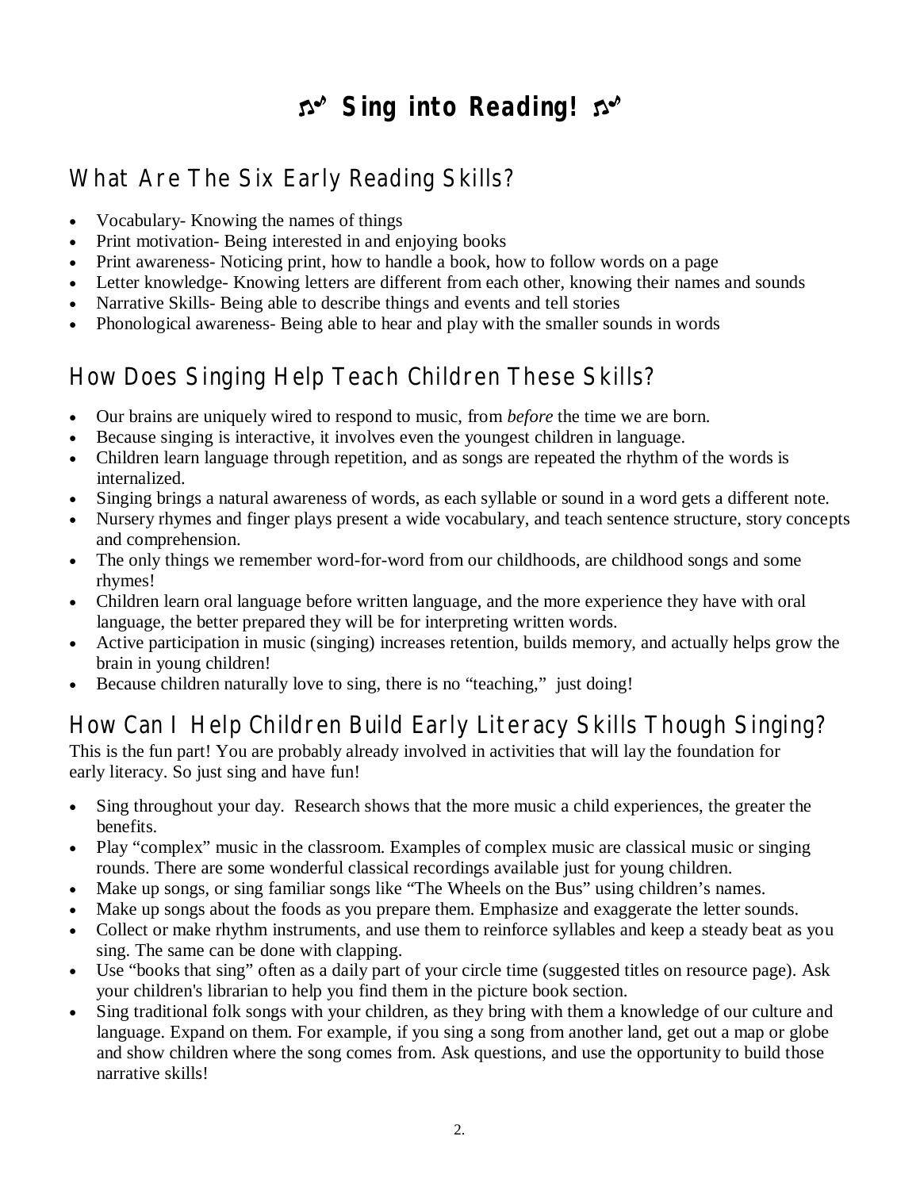# ♫ Sing into Reading! ♫

## What Are The Six Early Reading Skills?

- Vocabulary- Knowing the names of things
- Print motivation- Being interested in and enjoying books
- Print awareness- Noticing print, how to handle a book, how to follow words on a page
- Letter knowledge- Knowing letters are different from each other, knowing their names and sounds
- Narrative Skills- Being able to describe things and events and tell stories
- Phonological awareness- Being able to hear and play with the smaller sounds in words

## How Does Singing Help Teach Children These Skills?

- Our brains are uniquely wired to respond to music, from *before* the time we are born.
- Because singing is interactive, it involves even the youngest children in language.
- Children learn language through repetition, and as songs are repeated the rhythm of the words is internalized.
- Singing brings a natural awareness of words, as each syllable or sound in a word gets a different note.
- Nursery rhymes and finger plays present a wide vocabulary, and teach sentence structure, story concepts and comprehension.
- The only things we remember word-for-word from our childhoods, are childhood songs and some rhymes!
- Children learn oral language before written language, and the more experience they have with oral language, the better prepared they will be for interpreting written words.
- Active participation in music (singing) increases retention, builds memory, and actually helps grow the brain in young children!
- Because children naturally love to sing, there is no "teaching," just doing!

## How Can I Help Children Build Early Literacy Skills Though Singing?

This is the fun part! You are probably already involved in activities that will lay the foundation for early literacy. So just sing and have fun!

- Sing throughout your day. Research shows that the more music a child experiences, the greater the benefits.
- Play "complex" music in the classroom. Examples of complex music are classical music or singing rounds. There are some wonderful classical recordings available just for young children.
- Make up songs, or sing familiar songs like "The Wheels on the Bus" using children's names.
- Make up songs about the foods as you prepare them. Emphasize and exaggerate the letter sounds.
- Collect or make rhythm instruments, and use them to reinforce syllables and keep a steady beat as you sing. The same can be done with clapping.
- Use "books that sing" often as a daily part of your circle time (suggested titles on resource page). Ask your children's librarian to help you find them in the picture book section.
- Sing traditional folk songs with your children, as they bring with them a knowledge of our culture and language. Expand on them. For example, if you sing a song from another land, get out a map or globe and show children where the song comes from. Ask questions, and use the opportunity to build those narrative skills!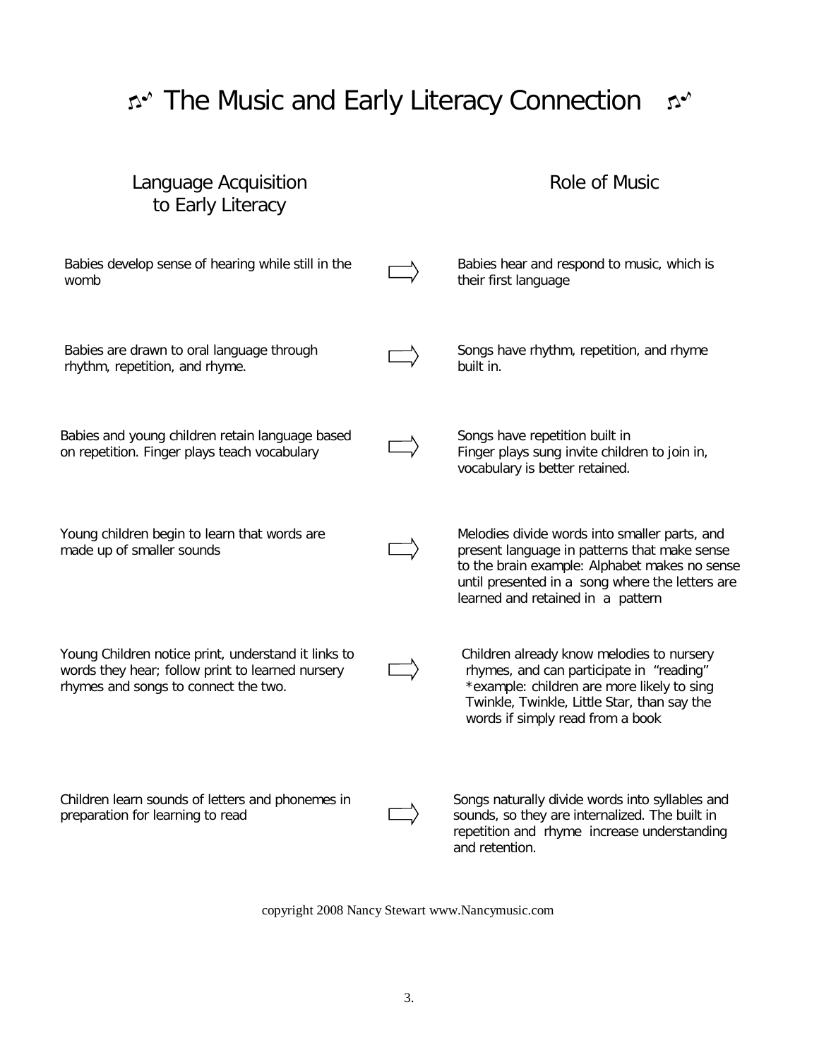# ♫ The Music and Early Literacy Connection ♫

| Language Acquisition to Early Literacy | | Role of Music |
|---|---|---|
| Babies develop sense of hearing while still in the womb | ⇨ | Babies hear and respond to music, which is their first language |
| Babies are drawn to oral language through rhythm, repetition, and rhyme. | ⇨ | Songs have rhythm, repetition, and rhyme built in. |
| Babies and young children retain language based on repetition. Finger plays teach vocabulary | ⇨ | Songs have repetition built in<br>Finger plays sung invite children to join in, vocabulary is better retained. |
| Young children begin to learn that words are made up of smaller sounds | ⇨ | Melodies divide words into smaller parts, and present language in patterns that make sense to the brain example: Alphabet makes no sense until presented in a song where the letters are learned and retained in a pattern |
| Young Children notice print, understand it links to words they hear; follow print to learned nursery rhymes and songs to connect the two. | ⇨ | Children already know melodies to nursery rhymes, and can participate in "reading" *example: children are more likely to sing Twinkle, Twinkle, Little Star, than say the words if simply read from a book |
| Children learn sounds of letters and phonemes in preparation for learning to read | ⇨ | Songs naturally divide words into syllables and sounds, so they are internalized. The built in repetition and rhyme increase understanding and retention. |

copyright 2008 Nancy Stewart www.Nancymusic.com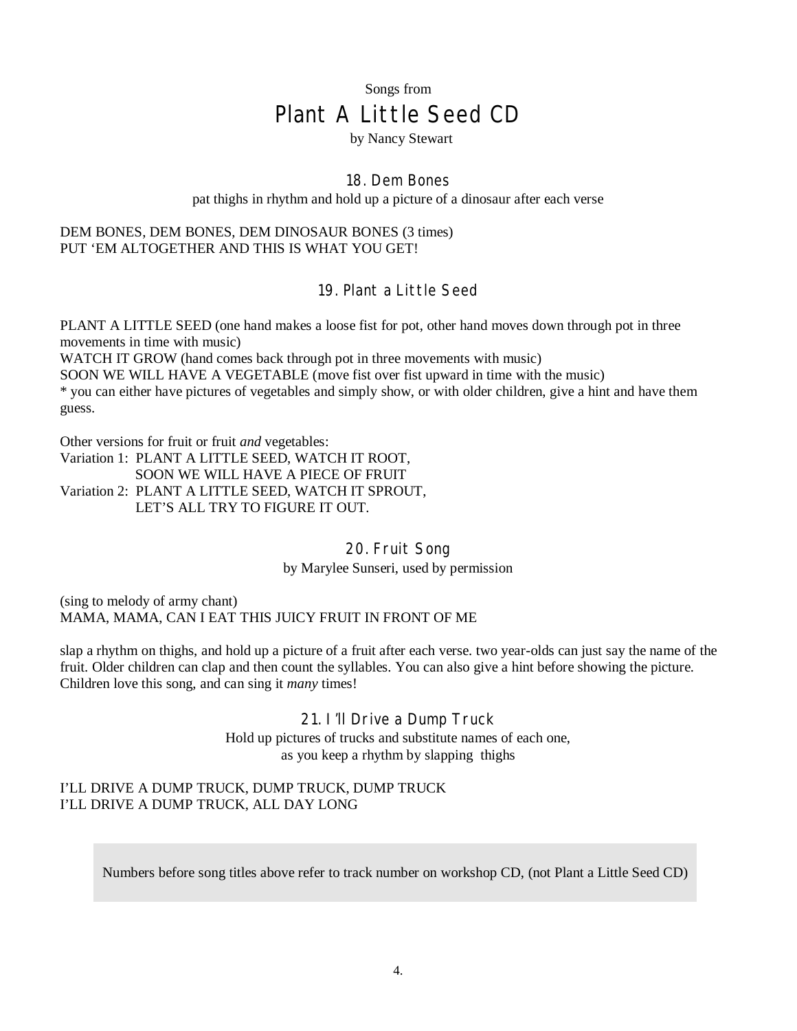Songs from

# Plant A Little Seed CD

by Nancy Stewart

## 18. Dem Bones

pat thighs in rhythm and hold up a picture of a dinosaur after each verse

DEM BONES, DEM BONES, DEM DINOSAUR BONES (3 times)
PUT 'EM ALTOGETHER AND THIS IS WHAT YOU GET!

## 19. Plant a Little Seed

PLANT A LITTLE SEED (one hand makes a loose fist for pot, other hand moves down through pot in three movements in time with music)
WATCH IT GROW (hand comes back through pot in three movements with music)
SOON WE WILL HAVE A VEGETABLE (move fist over fist upward in time with the music)
* you can either have pictures of vegetables and simply show, or with older children, give a hint and have them guess.

Other versions for fruit or fruit *and* vegetables:
Variation 1: PLANT A LITTLE SEED, WATCH IT ROOT,
SOON WE WILL HAVE A PIECE OF FRUIT
Variation 2: PLANT A LITTLE SEED, WATCH IT SPROUT,
LET'S ALL TRY TO FIGURE IT OUT.

## 20. Fruit Song

by Marylee Sunseri, used by permission

(sing to melody of army chant)
MAMA, MAMA, CAN I EAT THIS JUICY FRUIT IN FRONT OF ME

slap a rhythm on thighs, and hold up a picture of a fruit after each verse. two year-olds can just say the name of the fruit. Older children can clap and then count the syllables. You can also give a hint before showing the picture. Children love this song, and can sing it *many* times!

## 21. I'll Drive a Dump Truck

Hold up pictures of trucks and substitute names of each one,
as you keep a rhythm by slapping thighs

I'LL DRIVE A DUMP TRUCK, DUMP TRUCK, DUMP TRUCK
I'LL DRIVE A DUMP TRUCK, ALL DAY LONG

Numbers before song titles above refer to track number on workshop CD, (not Plant a Little Seed CD)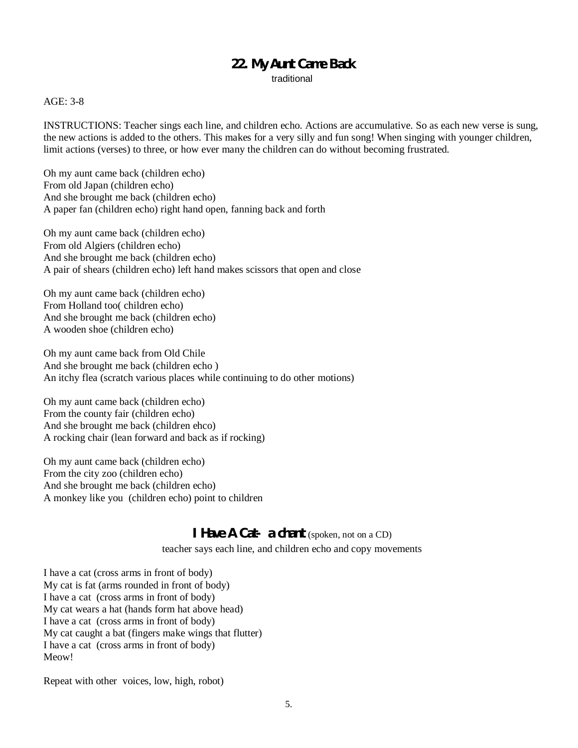## 22. My Aunt Came Back

traditional

AGE: 3-8

INSTRUCTIONS: Teacher sings each line, and children echo. Actions are accumulative. So as each new verse is sung, the new actions is added to the others. This makes for a very silly and fun song! When singing with younger children, limit actions (verses) to three, or how ever many the children can do without becoming frustrated.

Oh my aunt came back (children echo)
From old Japan (children echo)
And she brought me back (children echo)
A paper fan (children echo) right hand open, fanning back and forth

Oh my aunt came back (children echo)
From old Algiers (children echo)
And she brought me back (children echo)
A pair of shears (children echo) left hand makes scissors that open and close

Oh my aunt came back (children echo)
From Holland too( children echo)
And she brought me back (children echo)
A wooden shoe (children echo)

Oh my aunt came back from Old Chile
And she brought me back (children echo )
An itchy flea (scratch various places while continuing to do other motions)

Oh my aunt came back (children echo)
From the county fair (children echo)
And she brought me back (children ehco)
A rocking chair (lean forward and back as if rocking)

Oh my aunt came back (children echo)
From the city zoo (children echo)
And she brought me back (children echo)
A monkey like you (children echo) point to children

## I Have A Cat- a chant (spoken, not on a CD)

teacher says each line, and children echo and copy movements

I have a cat (cross arms in front of body)
My cat is fat (arms rounded in front of body)
I have a cat (cross arms in front of body)
My cat wears a hat (hands form hat above head)
I have a cat (cross arms in front of body)
My cat caught a bat (fingers make wings that flutter)
I have a cat (cross arms in front of body)
Meow!

Repeat with other voices, low, high, robot)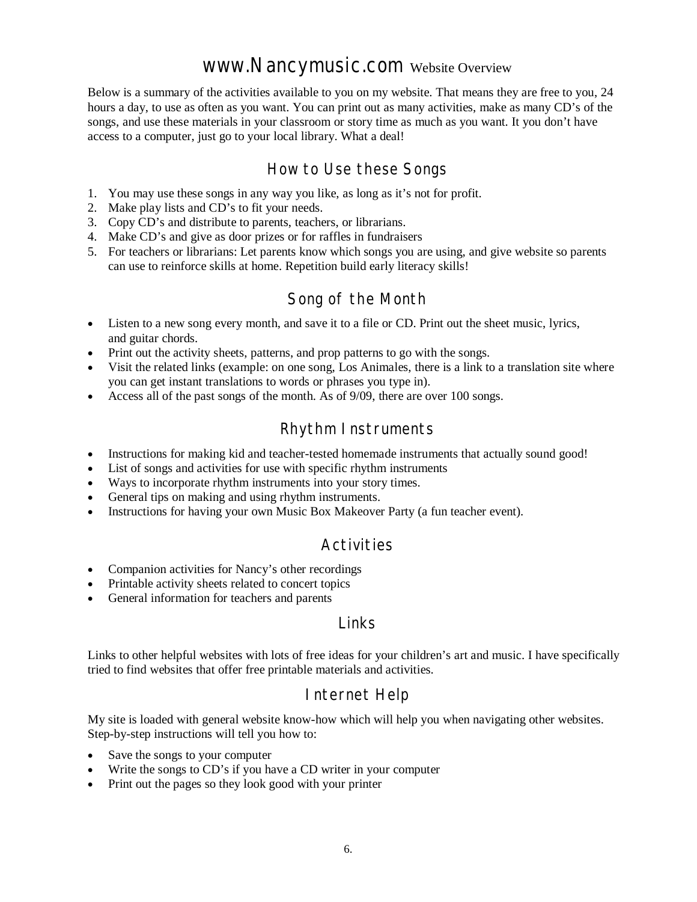# www.Nancymusic.com Website Overview

Below is a summary of the activities available to you on my website. That means they are free to you, 24 hours a day, to use as often as you want. You can print out as many activities, make as many CD's of the songs, and use these materials in your classroom or story time as much as you want. It you don't have access to a computer, just go to your local library. What a deal!

## How to Use these Songs

1. You may use these songs in any way you like, as long as it's not for profit.
2. Make play lists and CD's to fit your needs.
3. Copy CD's and distribute to parents, teachers, or librarians.
4. Make CD's and give as door prizes or for raffles in fundraisers
5. For teachers or librarians: Let parents know which songs you are using, and give website so parents can use to reinforce skills at home. Repetition build early literacy skills!

## Song of the Month

- Listen to a new song every month, and save it to a file or CD. Print out the sheet music, lyrics, and guitar chords.
- Print out the activity sheets, patterns, and prop patterns to go with the songs.
- Visit the related links (example: on one song, Los Animales, there is a link to a translation site where you can get instant translations to words or phrases you type in).
- Access all of the past songs of the month. As of 9/09, there are over 100 songs.

## Rhythm Instruments

- Instructions for making kid and teacher-tested homemade instruments that actually sound good!
- List of songs and activities for use with specific rhythm instruments
- Ways to incorporate rhythm instruments into your story times.
- General tips on making and using rhythm instruments.
- Instructions for having your own Music Box Makeover Party (a fun teacher event).

## Activities

- Companion activities for Nancy's other recordings
- Printable activity sheets related to concert topics
- General information for teachers and parents

## Links

Links to other helpful websites with lots of free ideas for your children's art and music. I have specifically tried to find websites that offer free printable materials and activities.

## Internet Help

My site is loaded with general website know-how which will help you when navigating other websites. Step-by-step instructions will tell you how to:

- Save the songs to your computer
- Write the songs to CD's if you have a CD writer in your computer
- Print out the pages so they look good with your printer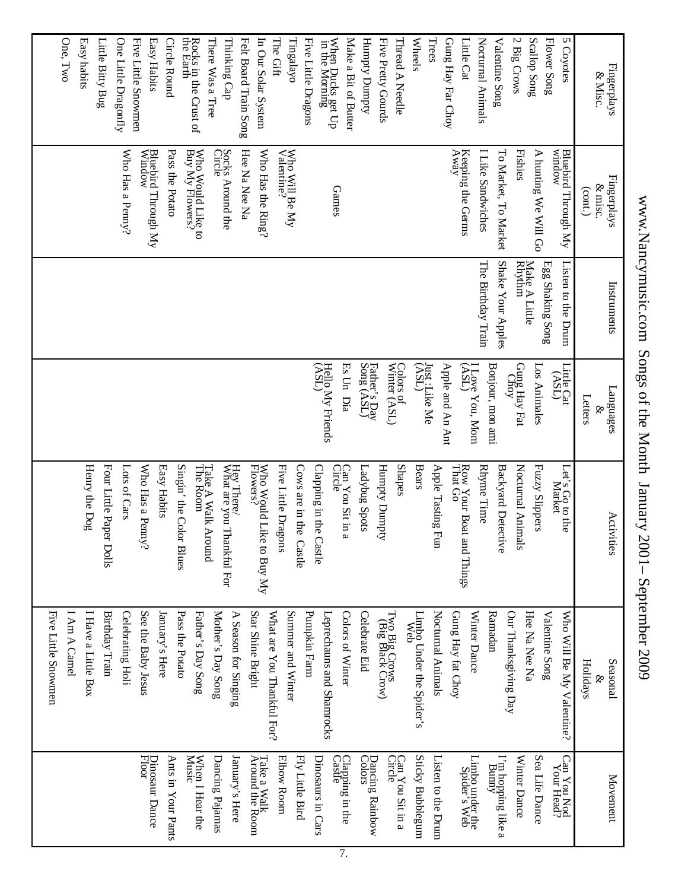# www.Nancymusic.com Songs of the Month January 2001– September 2009

| Fingerplays & Misc. | Fingerplays & misc. (cont.) | Instruments | Languages & Letters | Activities | Seasonal & Holidays | Movement |
|---|---|---|---|---|---|---|
| 5 Coyotes | Bluebird Through My window | Listen to the Drum | Little Cat (ASL) | Let's Go to the Market | Who Will Be My Valentine? | Can You Nod Your Head? |
| Flower Song | A hunting We Will Go | Egg Shaking Song | Los Animales | Fuzzy Slippers | Valentine Song | Sea Life Dance |
| Scallop Song | Fishies | Make A Little Rhythm | Gung Hay Fat Choy | Nocturnal Animals | Hee Na Nee Na | Winter Dance |
| 2 Big Crows | To Market, To Market | Shake Your Apples | Bonjour, mon ami | Backyard Detective | Our Thanksgiving Day | I'm hopping like a Bunny |
| Valentine Song | I Like Sandwiches | The Birthday Train | I Love You, Mom (ASL) | Rhyme Time | Ramadan | Limbo under the Spider's Web |
| Nocturnal Animals | Keeping the Germs Away | | Apple and An Ant | Row Your Boat and Things That Go | Winter Dance | Listen to the Drum |
| Little Cat | | | Just Like Me (ASL) | Apple Tasting Fun | Gung Hay fat Choy | Sticky Bubblegum |
| Gung Hay Far Choy | | | Colors of Winter (ASL) | Bears | Nocturnal Animals | Can You Sit in a Circle |
| Trees | | | Father's Day Song (ASL) | Shapes | Limbo Under the Spider's Web | Dancing Rainbow Colors |
| Wheels | | | Es Un Día | Humpty Dumpty | Two Big Crows (Big Black Crow) | Clapping in the Castle |
| Thread A Needle | | | Hello My Friends (ASL) | Ladybug Spots | Celebrate Eid | Dinosaurs in Cars |
| Five Pretty Gourds | **Games** | | | Can You Sit in a Circle | Colors of Winter | Fly Little Bird |
| Humpty Dumpty | Who Will Be My Valentine? | | | Clapping in the Castle | Leprechauns and Shamrocks | Elbow Room |
| Make a Bit of Butter | Who Has the Ring? | | | Cows are in the Castle | Pumpkin Farm | Take a Walk Around the Room |
| When Ducks get Up in the Morning | Hee Na Nee Na | | | Five Little Dragons | Summer and Winter | January's Here |
| Five Little Dragons | Socks Around the Circle | | | Who Would Like to Buy My Flowers? | What are You Thankful For? | Dancing Pajamas |
| Tingalayo | Who Would Like to Buy My Flowers? | | | Hey There/ What are you Thankful For | Star Shine Bright | When I Hear the Music |
| The Gift | Pass the Potato | | | Take A Walk Around The Room | A Season for Singing | Ants in Your Pants |
| In Our Solar System | Bluebird Through My Window | | | Singin' the Color Blues | Mother's Day Song | Dinosaur Dance Floor |
| Felt Board Train Song | Who Has a Penny? | | | Easy Habits | Father's Day Song | |
| Thinking Cap | | | | Who Has a Penny? | Pass the Potato | |
| There Was a Tree | | | | Lots of Cars | January's Here | |
| Rocks in the Crust of the Earth | | | | Four Little Paper Dolls | See the Baby Jesus | |
| Circle Round | | | | Henry the Dog | Celebrating Holi | |
| Easy Habits | | | | | Birthday Train | |
| Five Little Snowmen | | | | | I Have a Little Box | |
| One Little Dragonfly | | | | | I Am A Camel | |
| Little Bitty Bug | | | | | Five Little Snowmen | |
| Easy habits | | | | | | |
| One, Two | | | | | | |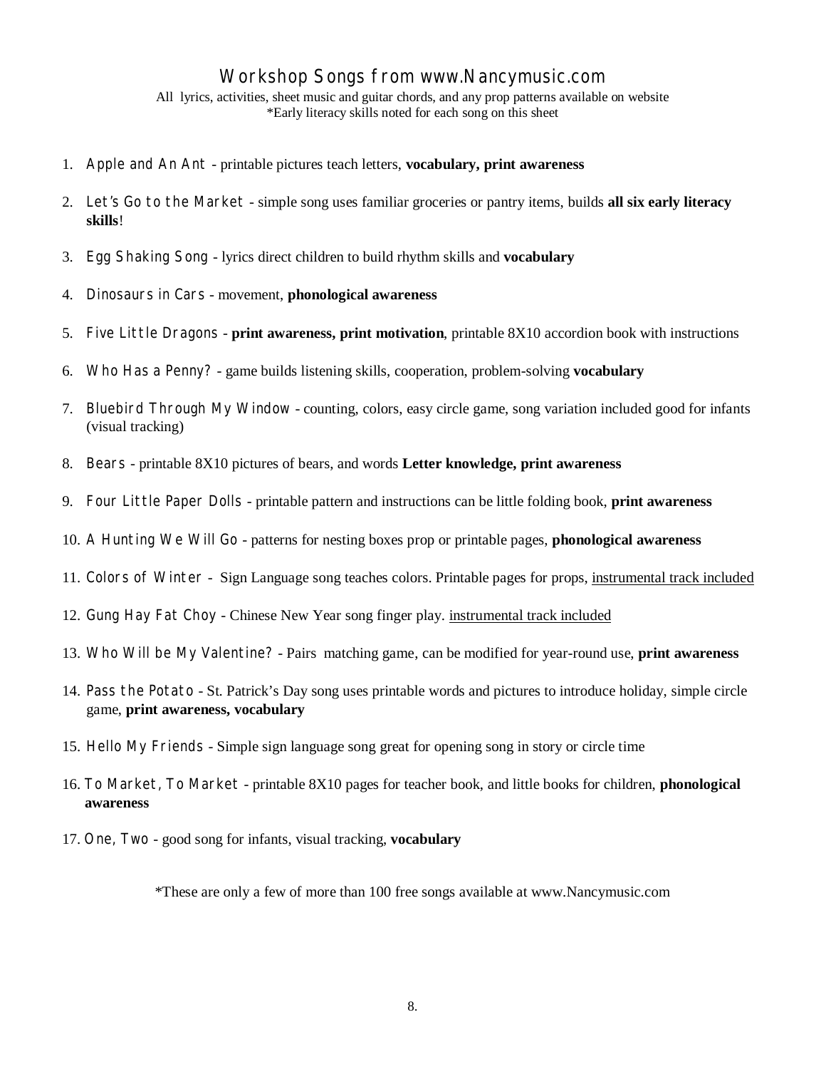# Workshop Songs from www.Nancymusic.com

All lyrics, activities, sheet music and guitar chords, and any prop patterns available on website
*Early literacy skills noted for each song on this sheet

1. Apple and An Ant - printable pictures teach letters, **vocabulary, print awareness**
2. Let's Go to the Market - simple song uses familiar groceries or pantry items, builds **all six early literacy skills**!
3. Egg Shaking Song - lyrics direct children to build rhythm skills and **vocabulary**
4. Dinosaurs in Cars - movement, **phonological awareness**
5. Five Little Dragons - **print awareness, print motivation**, printable 8X10 accordion book with instructions
6. Who Has a Penny? - game builds listening skills, cooperation, problem-solving **vocabulary**
7. Bluebird Through My Window - counting, colors, easy circle game, song variation included good for infants (visual tracking)
8. Bears - printable 8X10 pictures of bears, and words **Letter knowledge, print awareness**
9. Four Little Paper Dolls - printable pattern and instructions can be little folding book, **print awareness**
10. A Hunting We Will Go - patterns for nesting boxes prop or printable pages, **phonological awareness**
11. Colors of Winter – Sign Language song teaches colors. Printable pages for props, <u>instrumental track included</u>
12. Gung Hay Fat Choy - Chinese New Year song finger play. <u>instrumental track included</u>
13. Who Will be My Valentine? - Pairs matching game, can be modified for year-round use, **print awareness**
14. Pass the Potato - St. Patrick's Day song uses printable words and pictures to introduce holiday, simple circle game, **print awareness, vocabulary**
15. Hello My Friends - Simple sign language song great for opening song in story or circle time
16. To Market, To Market - printable 8X10 pages for teacher book, and little books for children, **phonological awareness**
17. One, Two - good song for infants, visual tracking, **vocabulary**

*These are only a few of more than 100 free songs available at www.Nancymusic.com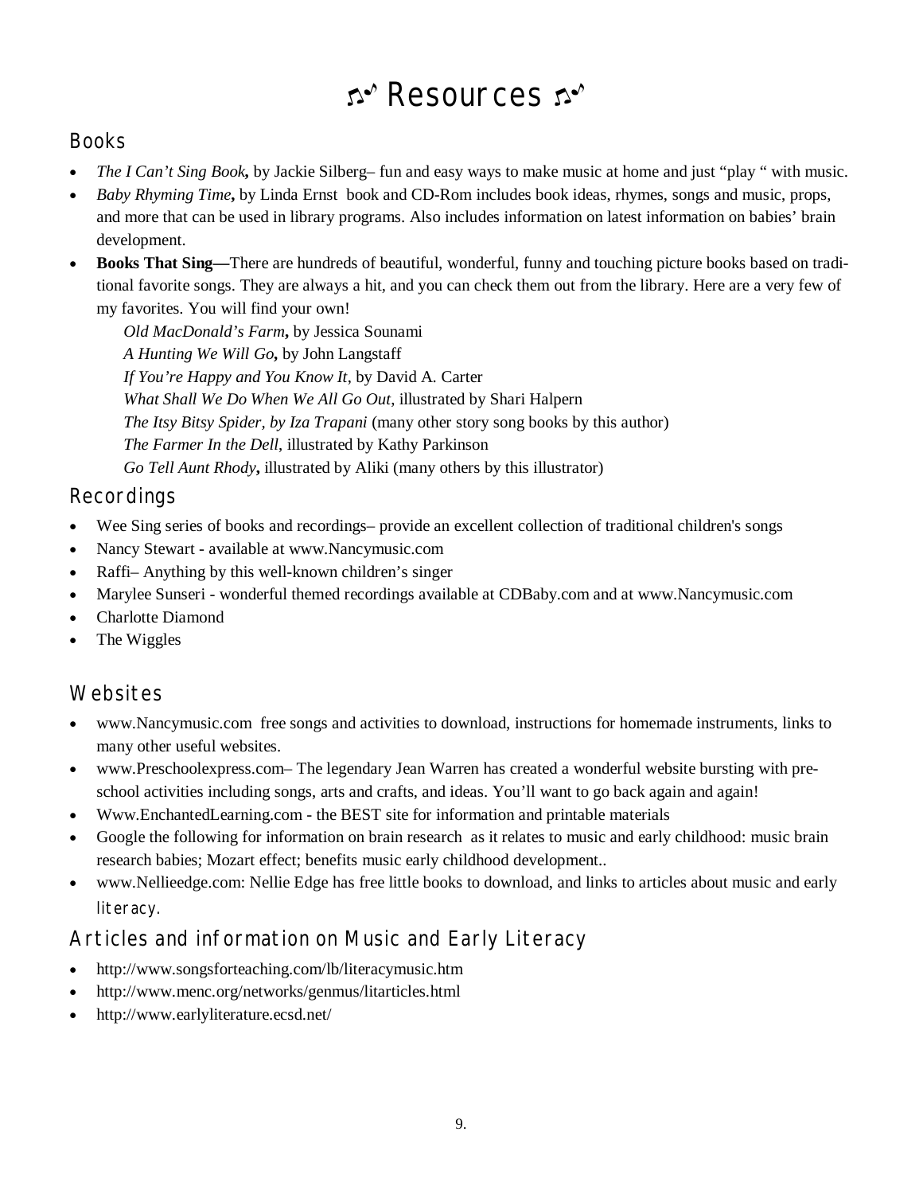# ♫ Resources ♫

## Books

- *The I Can't Sing Book***,** by Jackie Silberg– fun and easy ways to make music at home and just "play " with music.
- *Baby Rhyming Time***,** by Linda Ernst book and CD-Rom includes book ideas, rhymes, songs and music, props, and more that can be used in library programs. Also includes information on latest information on babies' brain development.
- **Books That Sing—**There are hundreds of beautiful, wonderful, funny and touching picture books based on traditional favorite songs. They are always a hit, and you can check them out from the library. Here are a very few of my favorites. You will find your own!

  *Old MacDonald's Farm***,** by Jessica Sounami
  *A Hunting We Will Go***,** by John Langstaff
  *If You're Happy and You Know It*, by David A. Carter
  *What Shall We Do When We All Go Out*, illustrated by Shari Halpern
  *The Itsy Bitsy Spider, by Iza Trapani* (many other story song books by this author)
  *The Farmer In the Dell*, illustrated by Kathy Parkinson
  *Go Tell Aunt Rhody***,** illustrated by Aliki (many others by this illustrator)

## Recordings

- Wee Sing series of books and recordings– provide an excellent collection of traditional children's songs
- Nancy Stewart - available at www.Nancymusic.com
- Raffi– Anything by this well-known children's singer
- Marylee Sunseri - wonderful themed recordings available at CDBaby.com and at www.Nancymusic.com
- Charlotte Diamond
- The Wiggles

## Websites

- www.Nancymusic.com free songs and activities to download, instructions for homemade instruments, links to many other useful websites.
- www.Preschoolexpress.com– The legendary Jean Warren has created a wonderful website bursting with preschool activities including songs, arts and crafts, and ideas. You'll want to go back again and again!
- Www.EnchantedLearning.com - the BEST site for information and printable materials
- Google the following for information on brain research as it relates to music and early childhood: music brain research babies; Mozart effect; benefits music early childhood development..
- www.Nellieedge.com: Nellie Edge has free little books to download, and links to articles about music and early literacy.

## Articles and information on Music and Early Literacy

- http://www.songsforteaching.com/lb/literacymusic.htm
- http://www.menc.org/networks/genmus/litarticles.html
- http://www.earlyliterature.ecsd.net/